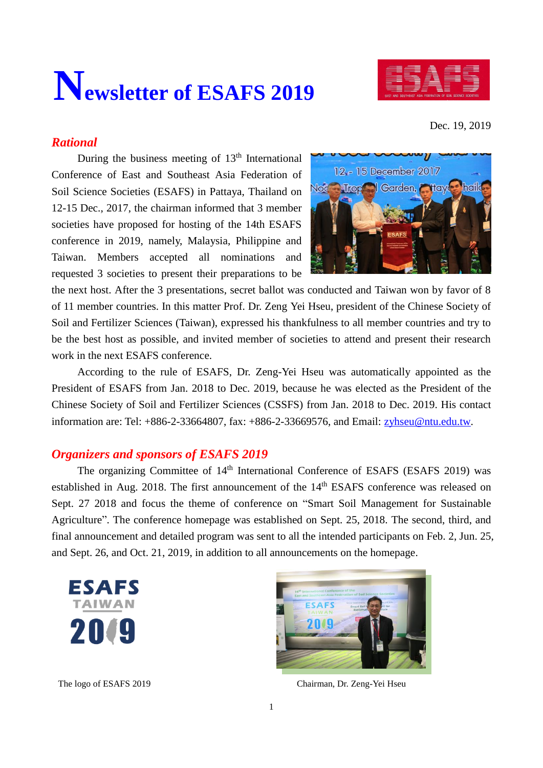# Newsletter of ESAFS 2019

Dec. 19, 2019

## *Rational*

During the business meeting of 13th International Conference of East and Southeast Asia Federation of Soil Science Societies (ESAFS) in Pattaya, Thailand on 12-15 Dec., 2017, the chairman informed that 3 member societies have proposed for hosting of the 14th ESAFS conference in 2019, namely, Malaysia, Philippine and Taiwan. Members accepted all nominations and requested 3 societies to present their preparations to be the next host. After the 3 presentations, secret ballot was conducted and Taiwan won by favor of 8 of 11 member countries. In this matter Prof. Dr. Zeng Yei Hseu, president of the Chinese Society of Soil and Fertilizer Sciences (Taiwan), expressed his thankfulness to all member countries and try to be the best host as possible, and invited member of societies to attend and present their research work in the next ESAFS conference.

According to the rule of ESAFS, Dr. Zeng-Yei Hseu was automatically appointed as the President of ESAFS from Jan. 2018 to Dec. 2019, because he was elected as the President of the Chinese Society of Soil and Fertilizer Sciences (CSSFS) from Jan. 2018 to Dec. 2019. His contact information are: Tel: +886-2-33664807, fax: +886-2-33669576, and Email: zyhseu@ntu.edu.tw.

## *Organizers and sponsors of ESAFS 2019*

The organizing Committee of 14th International Conference of ESAFS (ESAFS 2019) was established in Aug. 2018. The first announcement of the 14th ESAFS conference was released on Sept. 27 2018 and focus the theme of conference on "Smart Soil Management for Sustainable Agriculture". The conference homepage was established on Sept. 25, 2018. The second, third, and final announcement and detailed program was sent to all the intended participants on Feb. 2, Jun. 25, and Sept. 26, and Oct. 21, 2019, in addition to all announcements on the homepage.

The logo of ESAFS 2019

Chairman, Dr. Zeng-Yei Hseu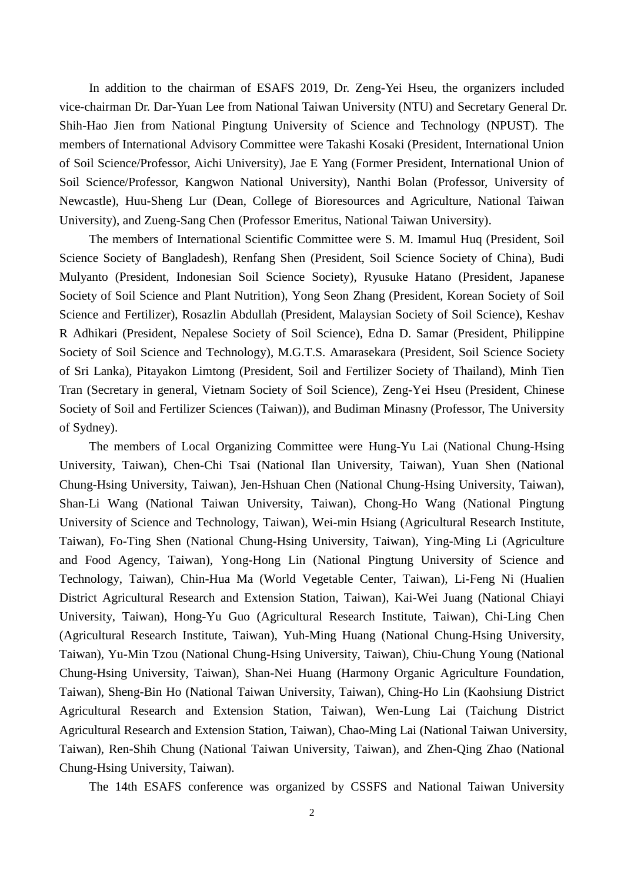In addition to the chairman of ESAFS 2019, Dr. Zeng-Yei Hseu, the organizers included vice-chairman Dr. Dar-Yuan Lee from National Taiwan University (NTU) and Secretary General Dr. Shih-Hao Jien from National Pingtung University of Science and Technology (NPUST). The members of International Advisory Committee were Takashi Kosaki (President, International Union of Soil Science/Professor, Aichi University), Jae E Yang (Former President, International Union of Soil Science/Professor, Kangwon National University), Nanthi Bolan (Professor, University of Newcastle), Huu-Sheng Lur (Dean, College of Bioresources and Agriculture, National Taiwan University), and Zueng-Sang Chen (Professor Emeritus, National Taiwan University).

The members of International Scientific Committee were S. M. Imamul Huq (President, Soil Science Society of Bangladesh), Renfang Shen (President, Soil Science Society of China), Budi Mulyanto (President, Indonesian Soil Science Society), Ryusuke Hatano (President, Japanese Society of Soil Science and Plant Nutrition), Yong Seon Zhang (President, Korean Society of Soil Science and Fertilizer), Rosazlin Abdullah (President, Malaysian Society of Soil Science), Keshav R Adhikari (President, Nepalese Society of Soil Science), Edna D. Samar (President, Philippine Society of Soil Science and Technology), M.G.T.S. Amarasekara (President, Soil Science Society of Sri Lanka), Pitayakon Limtong (President, Soil and Fertilizer Society of Thailand), Minh Tien Tran (Secretary in general, Vietnam Society of Soil Science), Zeng-Yei Hseu (President, Chinese Society of Soil and Fertilizer Sciences (Taiwan)), and Budiman Minasny (Professor, The University of Sydney).

The members of Local Organizing Committee were Hung-Yu Lai (National Chung-Hsing University, Taiwan), Chen-Chi Tsai (National Ilan University, Taiwan), Yuan Shen (National Chung-Hsing University, Taiwan), Jen-Hshuan Chen (National Chung-Hsing University, Taiwan), Shan-Li Wang (National Taiwan University, Taiwan), Chong-Ho Wang (National Pingtung University of Science and Technology, Taiwan), Wei-min Hsiang (Agricultural Research Institute, Taiwan), Fo-Ting Shen (National Chung-Hsing University, Taiwan), Ying-Ming Li (Agriculture and Food Agency, Taiwan), Yong-Hong Lin (National Pingtung University of Science and Technology, Taiwan), Chin-Hua Ma (World Vegetable Center, Taiwan), Li-Feng Ni (Hualien District Agricultural Research and Extension Station, Taiwan), Kai-Wei Juang (National Chiayi University, Taiwan), Hong-Yu Guo (Agricultural Research Institute, Taiwan), Chi-Ling Chen (Agricultural Research Institute, Taiwan), Yuh-Ming Huang (National Chung-Hsing University, Taiwan), Yu-Min Tzou (National Chung-Hsing University, Taiwan), Chiu-Chung Young (National Chung-Hsing University, Taiwan), Shan-Nei Huang (Harmony Organic Agriculture Foundation, Taiwan), Sheng-Bin Ho (National Taiwan University, Taiwan), Ching-Ho Lin (Kaohsiung District Agricultural Research and Extension Station, Taiwan), Wen-Lung Lai (Taichung District Agricultural Research and Extension Station, Taiwan), Chao-Ming Lai (National Taiwan University, Taiwan), Ren-Shih Chung (National Taiwan University, Taiwan), and Zhen-Qing Zhao (National Chung-Hsing University, Taiwan).

The 14th ESAFS conference was organized by CSSFS and National Taiwan University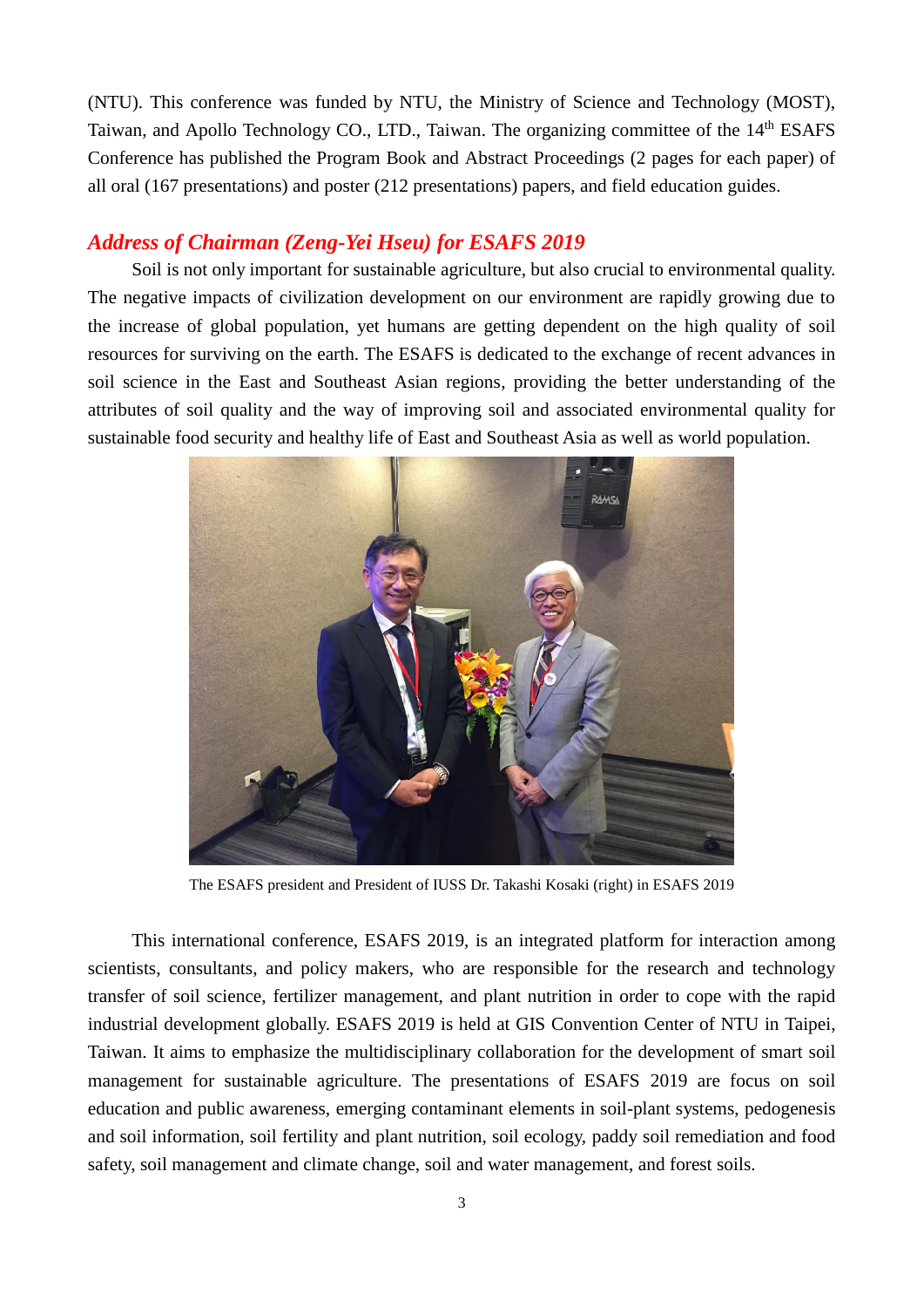(NTU). This conference was funded by NTU, the Ministry of Science and Technology (MOST), Taiwan, and Apollo Technology CO., LTD., Taiwan. The organizing committee of the 14th ESAFS Conference has published the Program Book and Abstract Proceedings (2 pages for each paper) of all oral (167 presentations) and poster (212 presentations) papers, and field education guides.

## *Address of Chairman (Zeng-Yei Hseu) for ESAFS 2019*

Soil is not only important for sustainable agriculture, but also crucial to environmental quality. The negative impacts of civilization development on our environment are rapidly growing due to the increase of global population, yet humans are getting dependent on the high quality of soil resources for surviving on the earth. The ESAFS is dedicated to the exchange of recent advances in soil science in the East and Southeast Asian regions, providing the better understanding of the attributes of soil quality and the way of improving soil and associated environmental quality for sustainable food security and healthy life of East and Southeast Asia as well as world population.

The ESAFS president and President of IUSS Dr. Takashi Kosaki (right) in ESAFS 2019

This international conference, ESAFS 2019, is an integrated platform for interaction among scientists, consultants, and policy makers, who are responsible for the research and technology transfer of soil science, fertilizer management, and plant nutrition in order to cope with the rapid industrial development globally. ESAFS 2019 is held at GIS Convention Center of NTU in Taipei, Taiwan. It aims to emphasize the multidisciplinary collaboration for the development of smart soil management for sustainable agriculture. The presentations of ESAFS 2019 are focus on soil education and public awareness, emerging contaminant elements in soil-plant systems, pedogenesis and soil information, soil fertility and plant nutrition, soil ecology, paddy soil remediation and food safety, soil management and climate change, soil and water management, and forest soils.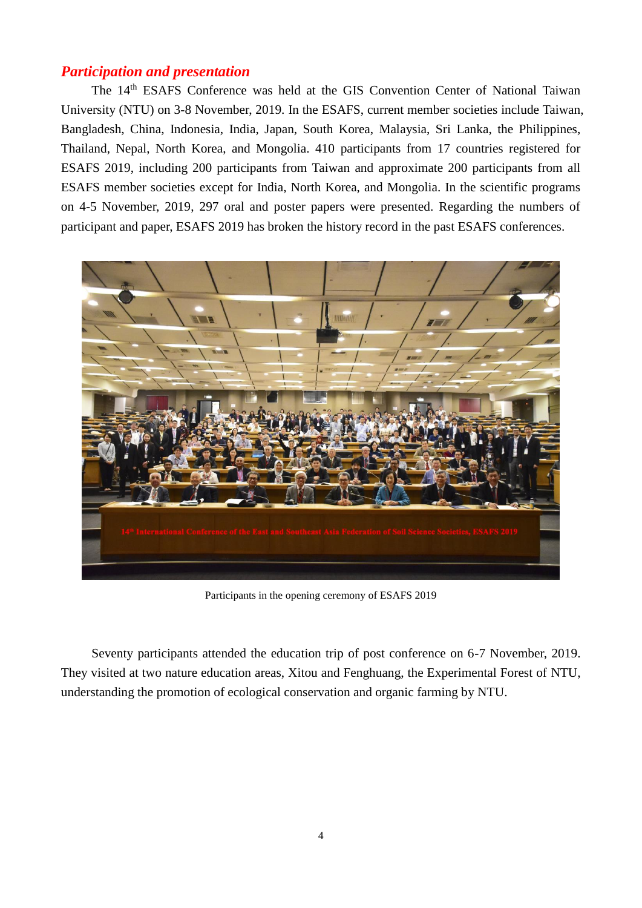## *Participation and presentation*

The 14th ESAFS Conference was held at the GIS Convention Center of National Taiwan University (NTU) on 3-8 November, 2019. In the ESAFS, current member societies include Taiwan, Bangladesh, China, Indonesia, India, Japan, South Korea, Malaysia, Sri Lanka, the Philippines, Thailand, Nepal, North Korea, and Mongolia. 410 participants from 17 countries registered for ESAFS 2019, including 200 participants from Taiwan and approximate 200 participants from all ESAFS member societies except for India, North Korea, and Mongolia. In the scientific programs on 4-5 November, 2019, 297 oral and poster papers were presented. Regarding the numbers of participant and paper, ESAFS 2019 has broken the history record in the past ESAFS conferences.

Participants in the opening ceremony of ESAFS 2019

Seventy participants attended the education trip of post conference on 6-7 November, 2019. They visited at two nature education areas, Xitou and Fenghuang, the Experimental Forest of NTU, understanding the promotion of ecological conservation and organic farming by NTU.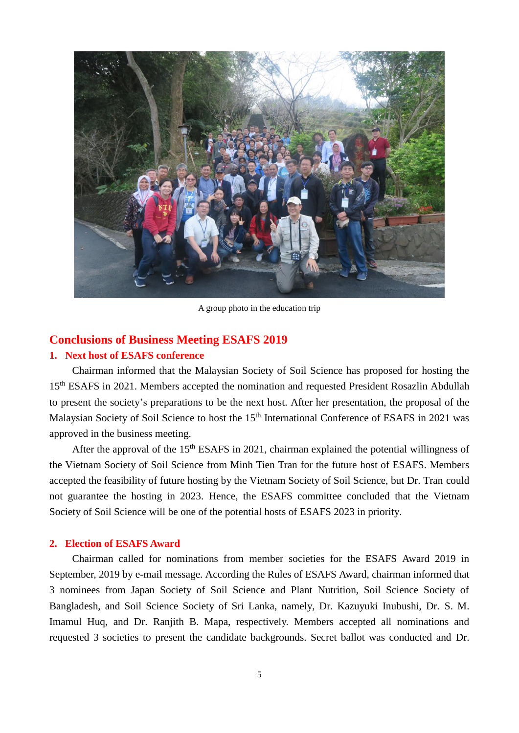A group photo in the education trip

## Conclusions of Business Meeting ESAFS 2019

### 1. Next host of ESAFS conference

Chairman informed that the Malaysian Society of Soil Science has proposed for hosting the 15th ESAFS in 2021. Members accepted the nomination and requested President Rosazlin Abdullah to present the society's preparations to be the next host. After her presentation, the proposal of the Malaysian Society of Soil Science to host the 15th International Conference of ESAFS in 2021 was approved in the business meeting.

After the approval of the 15th ESAFS in 2021, chairman explained the potential willingness of the Vietnam Society of Soil Science from Minh Tien Tran for the future host of ESAFS. Members accepted the feasibility of future hosting by the Vietnam Society of Soil Science, but Dr. Tran could not guarantee the hosting in 2023. Hence, the ESAFS committee concluded that the Vietnam Society of Soil Science will be one of the potential hosts of ESAFS 2023 in priority.

### 2. Election of ESAFS Award

Chairman called for nominations from member societies for the ESAFS Award 2019 in September, 2019 by e-mail message. According the Rules of ESAFS Award, chairman informed that 3 nominees from Japan Society of Soil Science and Plant Nutrition, Soil Science Society of Bangladesh, and Soil Science Society of Sri Lanka, namely, Dr. Kazuyuki Inubushi, Dr. S. M. Imamul Huq, and Dr. Ranjith B. Mapa, respectively. Members accepted all nominations and requested 3 societies to present the candidate backgrounds. Secret ballot was conducted and Dr.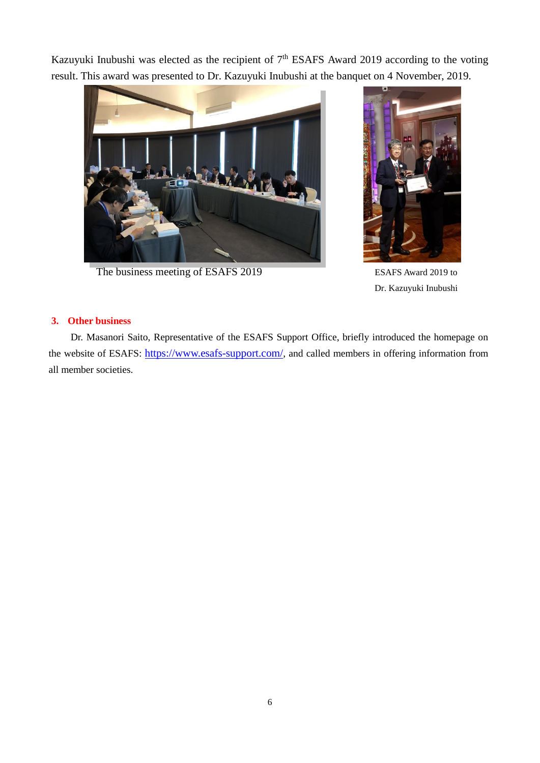Kazuyuki Inubushi was elected as the recipient of 7th ESAFS Award 2019 according to the voting result. This award was presented to Dr. Kazuyuki Inubushi at the banquet on 4 November, 2019.

The business meeting of ESAFS 2019

ESAFS Award 2019 to Dr. Kazuyuki Inubushi

### 3. Other business

Dr. Masanori Saito, Representative of the ESAFS Support Office, briefly introduced the homepage on the website of ESAFS: https://www.esafs-support.com/, and called members in offering information from all member societies.